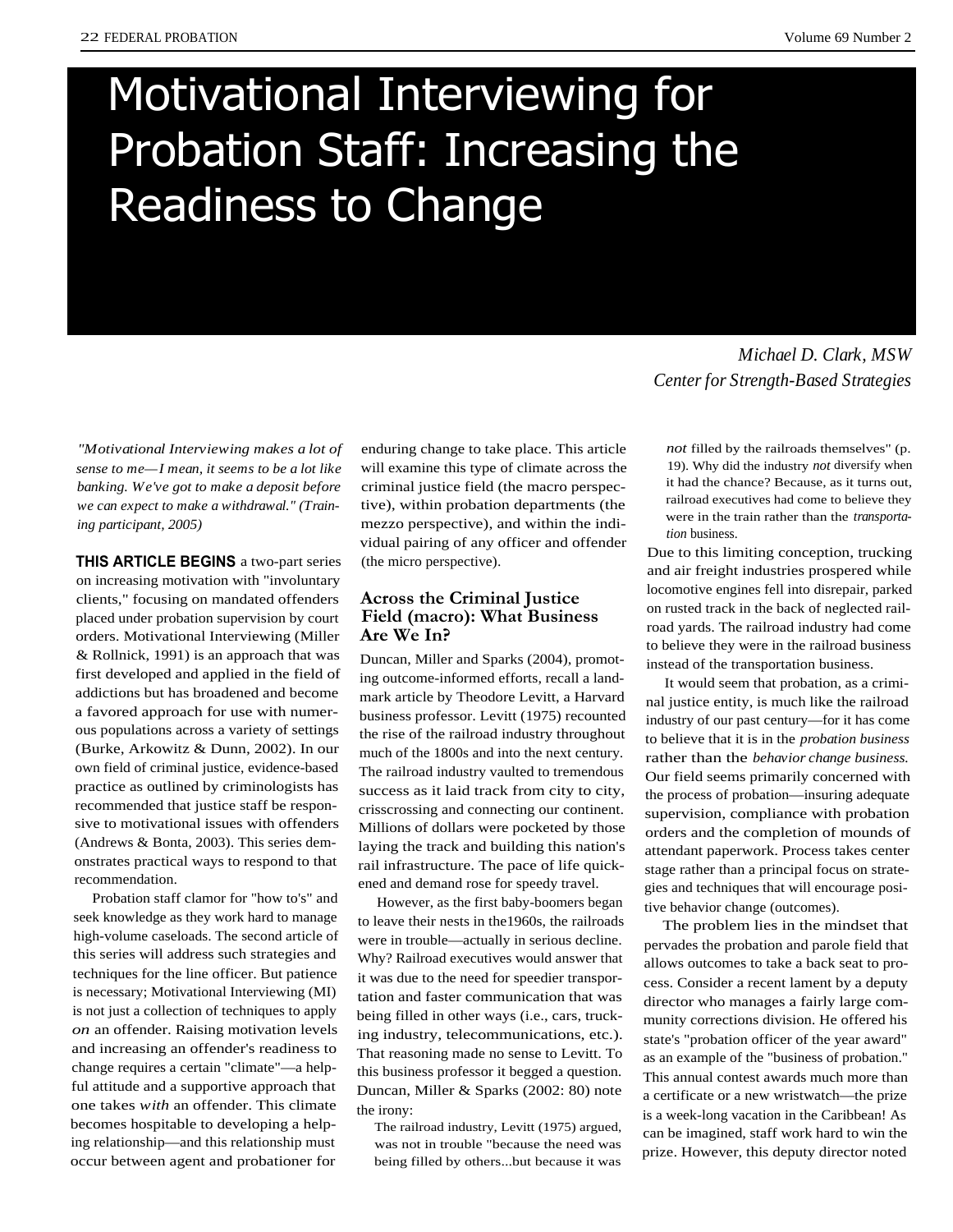# Motivational Interviewing for Probation Staff: Increasing the Readiness to Change

*Michael D. Clark, MSW*
*Center for Strength-Based Strategies*

*"Motivational Interviewing makes a lot of sense to me—I mean, it seems to be a lot like banking. We've got to make a deposit before we can expect to make a withdrawal." (Training participant, 2005)*

**THIS ARTICLE BEGINS** a two-part series on increasing motivation with "involuntary clients," focusing on mandated offenders placed under probation supervision by court orders. Motivational Interviewing (Miller & Rollnick, 1991) is an approach that was first developed and applied in the field of addictions but has broadened and become a favored approach for use with numerous populations across a variety of settings (Burke, Arkowitz & Dunn, 2002). In our own field of criminal justice, evidence-based practice as outlined by criminologists has recommended that justice staff be responsive to motivational issues with offenders (Andrews & Bonta, 2003). This series demonstrates practical ways to respond to that recommendation.

Probation staff clamor for "how to's" and seek knowledge as they work hard to manage high-volume caseloads. The second article of this series will address such strategies and techniques for the line officer. But patience is necessary; Motivational Interviewing (MI) is not just a collection of techniques to apply *on* an offender. Raising motivation levels and increasing an offender's readiness to change requires a certain "climate"—a helpful attitude and a supportive approach that one takes *with* an offender. This climate becomes hospitable to developing a helping relationship—and this relationship must occur between agent and probationer for enduring change to take place. This article will examine this type of climate across the criminal justice field (the macro perspective), within probation departments (the mezzo perspective), and within the individual pairing of any officer and offender (the micro perspective).

## Across the Criminal Justice Field (macro): What Business Are We In?

Duncan, Miller and Sparks (2004), promoting outcome-informed efforts, recall a landmark article by Theodore Levitt, a Harvard business professor. Levitt (1975) recounted the rise of the railroad industry throughout much of the 1800s and into the next century. The railroad industry vaulted to tremendous success as it laid track from city to city, crisscrossing and connecting our continent. Millions of dollars were pocketed by those laying the track and building this nation's rail infrastructure. The pace of life quickened and demand rose for speedy travel.

However, as the first baby-boomers began to leave their nests in the1960s, the railroads were in trouble—actually in serious decline. Why? Railroad executives would answer that it was due to the need for speedier transportation and faster communication that was being filled in other ways (i.e., cars, trucking industry, telecommunications, etc.). That reasoning made no sense to Levitt. To this business professor it begged a question. Duncan, Miller & Sparks (2002: 80) note the irony:

> The railroad industry, Levitt (1975) argued, was not in trouble "because the need was being filled by others...but because it was *not* filled by the railroads themselves" (p. 19). Why did the industry *not* diversify when it had the chance? Because, as it turns out, railroad executives had come to believe they were in the train rather than the *transportation* business.

Due to this limiting conception, trucking and air freight industries prospered while locomotive engines fell into disrepair, parked on rusted track in the back of neglected railroad yards. The railroad industry had come to believe they were in the railroad business instead of the transportation business.

It would seem that probation, as a criminal justice entity, is much like the railroad industry of our past century—for it has come to believe that it is in the *probation business* rather than the *behavior change business.* Our field seems primarily concerned with the process of probation—insuring adequate supervision, compliance with probation orders and the completion of mounds of attendant paperwork. Process takes center stage rather than a principal focus on strategies and techniques that will encourage positive behavior change (outcomes).

The problem lies in the mindset that pervades the probation and parole field that allows outcomes to take a back seat to process. Consider a recent lament by a deputy director who manages a fairly large community corrections division. He offered his state's "probation officer of the year award" as an example of the "business of probation." This annual contest awards much more than a certificate or a new wristwatch—the prize is a week-long vacation in the Caribbean! As can be imagined, staff work hard to win the prize. However, this deputy director noted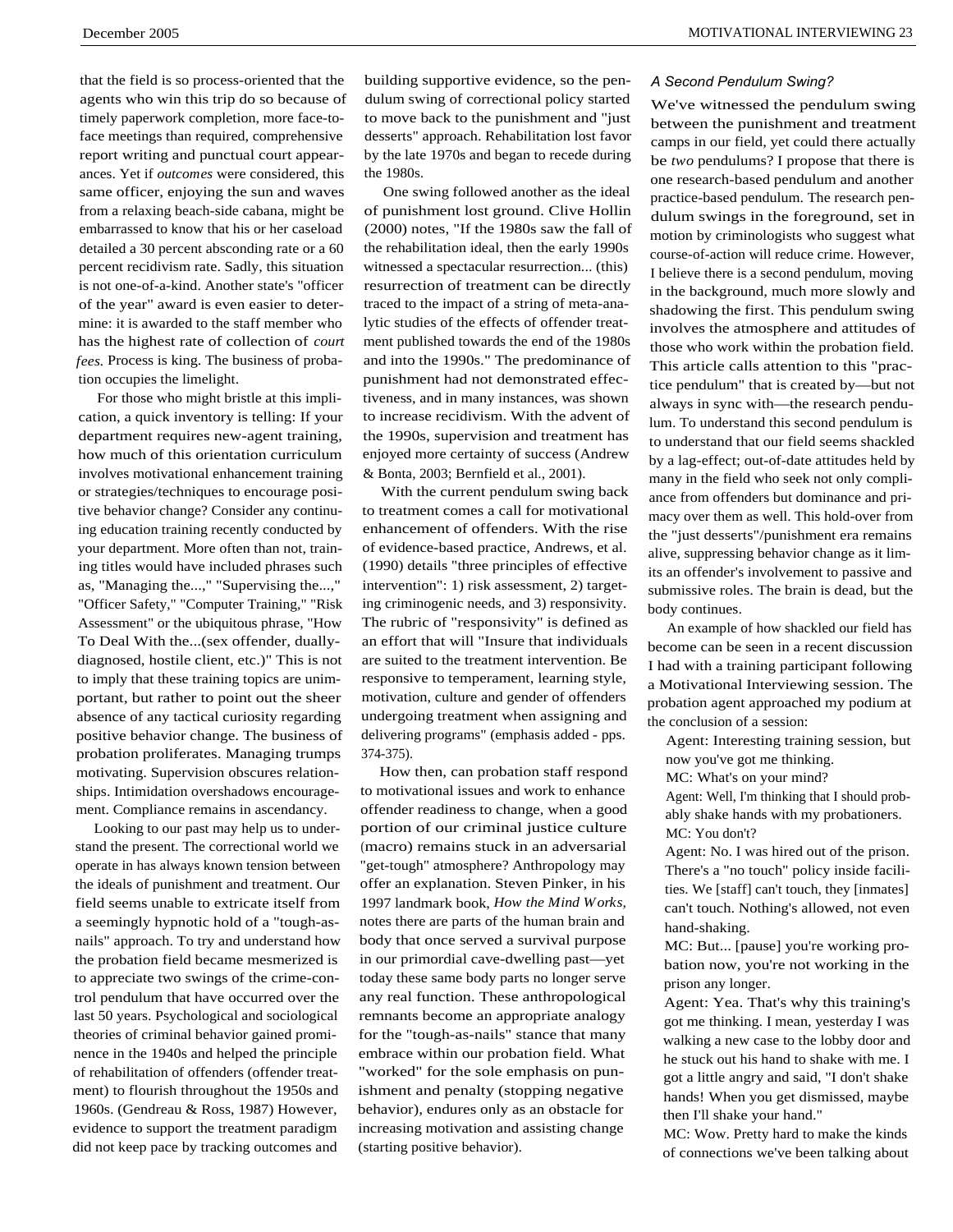that the field is so process-oriented that the agents who win this trip do so because of timely paperwork completion, more face-to-face meetings than required, comprehensive report writing and punctual court appearances. Yet if *outcomes* were considered, this same officer, enjoying the sun and waves from a relaxing beach-side cabana, might be embarrassed to know that his or her caseload detailed a 30 percent absconding rate or a 60 percent recidivism rate. Sadly, this situation is not one-of-a-kind. Another state's "officer of the year" award is even easier to determine: it is awarded to the staff member who has the highest rate of collection of *court fees.* Process is king. The business of probation occupies the limelight.

For those who might bristle at this implication, a quick inventory is telling: If your department requires new-agent training, how much of this orientation curriculum involves motivational enhancement training or strategies/techniques to encourage positive behavior change? Consider any continuing education training recently conducted by your department. More often than not, training titles would have included phrases such as, "Managing the...," "Supervising the...," "Officer Safety," "Computer Training," "Risk Assessment" or the ubiquitous phrase, "How To Deal With the...(sex offender, dually-diagnosed, hostile client, etc.)" This is not to imply that these training topics are unimportant, but rather to point out the sheer absence of any tactical curiosity regarding positive behavior change. The business of probation proliferates. Managing trumps motivating. Supervision obscures relationships. Intimidation overshadows encouragement. Compliance remains in ascendancy.

Looking to our past may help us to understand the present. The correctional world we operate in has always known tension between the ideals of punishment and treatment. Our field seems unable to extricate itself from a seemingly hypnotic hold of a "tough-as-nails" approach. To try and understand how the probation field became mesmerized is to appreciate two swings of the crime-control pendulum that have occurred over the last 50 years. Psychological and sociological theories of criminal behavior gained prominence in the 1940s and helped the principle of rehabilitation of offenders (offender treatment) to flourish throughout the 1950s and 1960s. (Gendreau & Ross, 1987) However, evidence to support the treatment paradigm did not keep pace by tracking outcomes and building supportive evidence, so the pendulum swing of correctional policy started to move back to the punishment and "just desserts" approach. Rehabilitation lost favor by the late 1970s and began to recede during the 1980s.

One swing followed another as the ideal of punishment lost ground. Clive Hollin (2000) notes, "If the 1980s saw the fall of the rehabilitation ideal, then the early 1990s witnessed a spectacular resurrection... (this) resurrection of treatment can be directly traced to the impact of a string of meta-analytic studies of the effects of offender treatment published towards the end of the 1980s and into the 1990s." The predominance of punishment had not demonstrated effectiveness, and in many instances, was shown to increase recidivism. With the advent of the 1990s, supervision and treatment has enjoyed more certainty of success (Andrew & Bonta, 2003; Bernfield et al., 2001).

With the current pendulum swing back to treatment comes a call for motivational enhancement of offenders. With the rise of evidence-based practice, Andrews, et al. (1990) details "three principles of effective intervention": 1) risk assessment, 2) targeting criminogenic needs, and 3) responsivity. The rubric of "responsivity" is defined as an effort that will "Insure that individuals are suited to the treatment intervention. Be responsive to temperament, learning style, motivation, culture and gender of offenders undergoing treatment when assigning and delivering programs" (emphasis added - pps. 374-375).

How then, can probation staff respond to motivational issues and work to enhance offender readiness to change, when a good portion of our criminal justice culture (macro) remains stuck in an adversarial "get-tough" atmosphere? Anthropology may offer an explanation. Steven Pinker, in his 1997 landmark book, *How the Mind Works,* notes there are parts of the human brain and body that once served a survival purpose in our primordial cave-dwelling past—yet today these same body parts no longer serve any real function. These anthropological remnants become an appropriate analogy for the "tough-as-nails" stance that many embrace within our probation field. What "worked" for the sole emphasis on punishment and penalty (stopping negative behavior), endures only as an obstacle for increasing motivation and assisting change (starting positive behavior).

### A Second Pendulum Swing?

We've witnessed the pendulum swing between the punishment and treatment camps in our field, yet could there actually be *two* pendulums? I propose that there is one research-based pendulum and another practice-based pendulum. The research pendulum swings in the foreground, set in motion by criminologists who suggest what course-of-action will reduce crime. However, I believe there is a second pendulum, moving in the background, much more slowly and shadowing the first. This pendulum swing involves the atmosphere and attitudes of those who work within the probation field. This article calls attention to this "practice pendulum" that is created by—but not always in sync with—the research pendulum. To understand this second pendulum is to understand that our field seems shackled by a lag-effect; out-of-date attitudes held by many in the field who seek not only compliance from offenders but dominance and primacy over them as well. This hold-over from the "just desserts"/punishment era remains alive, suppressing behavior change as it limits an offender's involvement to passive and submissive roles. The brain is dead, but the body continues.

An example of how shackled our field has become can be seen in a recent discussion I had with a training participant following a Motivational Interviewing session. The probation agent approached my podium at the conclusion of a session:

Agent: Interesting training session, but now you've got me thinking.

MC: What's on your mind?

Agent: Well, I'm thinking that I should probably shake hands with my probationers.

MC: You don't?

Agent: No. I was hired out of the prison. There's a "no touch" policy inside facilities. We [staff] can't touch, they [inmates] can't touch. Nothing's allowed, not even hand-shaking.

MC: But... [pause] you're working probation now, you're not working in the prison any longer.

Agent: Yea. That's why this training's got me thinking. I mean, yesterday I was walking a new case to the lobby door and he stuck out his hand to shake with me. I got a little angry and said, "I don't shake hands! When you get dismissed, maybe then I'll shake your hand."

MC: Wow. Pretty hard to make the kinds of connections we've been talking about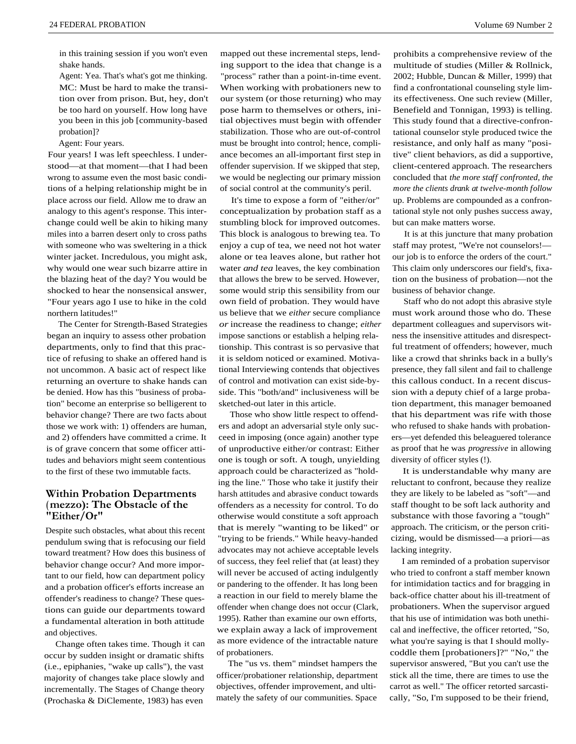in this training session if you won't even shake hands.

Agent: Yea. That's what's got me thinking.

MC: Must be hard to make the transition over from prison. But, hey, don't be too hard on yourself. How long have you been in this job [community-based probation]?

Agent: Four years.

Four years! I was left speechless. I understood—at that moment—that I had been wrong to assume even the most basic conditions of a helping relationship might be in place across our field. Allow me to draw an analogy to this agent's response. This interchange could well be akin to hiking many miles into a barren desert only to cross paths with someone who was sweltering in a thick winter jacket. Incredulous, you might ask, why would one wear such bizarre attire in the blazing heat of the day? You would be shocked to hear the nonsensical answer, "Four years ago I use to hike in the cold northern latitudes!"

The Center for Strength-Based Strategies began an inquiry to assess other probation departments, only to find that this practice of refusing to shake an offered hand is not uncommon. A basic act of respect like returning an overture to shake hands can be denied. How has this "business of probation" become an enterprise so belligerent to behavior change? There are two facts about those we work with: 1) offenders are human, and 2) offenders have committed a crime. It is of grave concern that some officer attitudes and behaviors might seem contentious to the first of these two immutable facts.

## Within Probation Departments (mezzo): The Obstacle of the "Either/Or"

Despite such obstacles, what about this recent pendulum swing that is refocusing our field toward treatment? How does this business of behavior change occur? And more important to our field, how can department policy and a probation officer's efforts increase an offender's readiness to change? These questions can guide our departments toward a fundamental alteration in both attitude and objectives.

Change often takes time. Though it can occur by sudden insight or dramatic shifts (i.e., epiphanies, "wake up calls"), the vast majority of changes take place slowly and incrementally. The Stages of Change theory (Prochaska & DiClemente, 1983) has even mapped out these incremental steps, lending support to the idea that change is a "process" rather than a point-in-time event. When working with probationers new to our system (or those returning) who may pose harm to themselves or others, initial objectives must begin with offender stabilization. Those who are out-of-control must be brought into control; hence, compliance becomes an all-important first step in offender supervision. If we skipped that step, we would be neglecting our primary mission of social control at the community's peril.

It's time to expose a form of "either/or" conceptualization by probation staff as a stumbling block for improved outcomes. This block is analogous to brewing tea. To enjoy a cup of tea, we need not hot water alone or tea leaves alone, but rather hot water *and tea* leaves, the key combination that allows the brew to be served. However, some would strip this sensibility from our own field of probation. They would have us believe that we *either* secure compliance *or* increase the readiness to change; *either* impose sanctions or establish a helping relationship. This contrast is so pervasive that it is seldom noticed or examined. Motivational Interviewing contends that objectives of control and motivation can exist side-by-side. This "both/and" inclusiveness will be sketched-out later in this article.

Those who show little respect to offenders and adopt an adversarial style only succeed in imposing (once again) another type of unproductive either/or contrast: Either one is tough or soft. A tough, unyielding approach could be characterized as "holding the line." Those who take it justify their harsh attitudes and abrasive conduct towards offenders as a necessity for control. To do otherwise would constitute a soft approach that is merely "wanting to be liked" or "trying to be friends." While heavy-handed advocates may not achieve acceptable levels of success, they feel relief that (at least) they will never be accused of acting indulgently or pandering to the offender. It has long been a reaction in our field to merely blame the offender when change does not occur (Clark, 1995). Rather than examine our own efforts, we explain away a lack of improvement as more evidence of the intractable nature of probationers.

The "us vs. them" mindset hampers the officer/probationer relationship, department objectives, offender improvement, and ultimately the safety of our communities. Space prohibits a comprehensive review of the multitude of studies (Miller & Rollnick, 2002; Hubble, Duncan & Miller, 1999) that find a confrontational counseling style limits its effectiveness. One such review (Miller, Benefield and Tonnigan, 1993) is telling. This study found that a directive-confrontational counselor style produced twice the resistance, and only half as many "positive" client behaviors, as did a supportive, client-centered approach. The researchers concluded that *the more staff confronted, the more the clients drank at twelve-month follow* up. Problems are compounded as a confrontational style not only pushes success away, but can make matters worse.

It is at this juncture that many probation staff may protest, "We're not counselors!—our job is to enforce the orders of the court." This claim only underscores our field's, fixation on the business of probation—not the business of behavior change.

Staff who do not adopt this abrasive style must work around those who do. These department colleagues and supervisors witness the insensitive attitudes and disrespectful treatment of offenders; however, much like a crowd that shrinks back in a bully's presence, they fall silent and fail to challenge this callous conduct. In a recent discussion with a deputy chief of a large probation department, this manager bemoaned that his department was rife with those who refused to shake hands with probationers—yet defended this beleaguered tolerance as proof that he was *progressive* in allowing diversity of officer styles (!).

It is understandable why many are reluctant to confront, because they realize they are likely to be labeled as "soft"—and staff thought to be soft lack authority and substance with those favoring a "tough" approach. The criticism, or the person criticizing, would be dismissed—a priori—as lacking integrity.

I am reminded of a probation supervisor who tried to confront a staff member known for intimidation tactics and for bragging in back-office chatter about his ill-treatment of probationers. When the supervisor argued that his use of intimidation was both unethical and ineffective, the officer retorted, "So, what you're saying is that I should mollycoddle them [probationers]?" "No," the supervisor answered, "But you can't use the stick all the time, there are times to use the carrot as well." The officer retorted sarcastically, "So, I'm supposed to be their friend,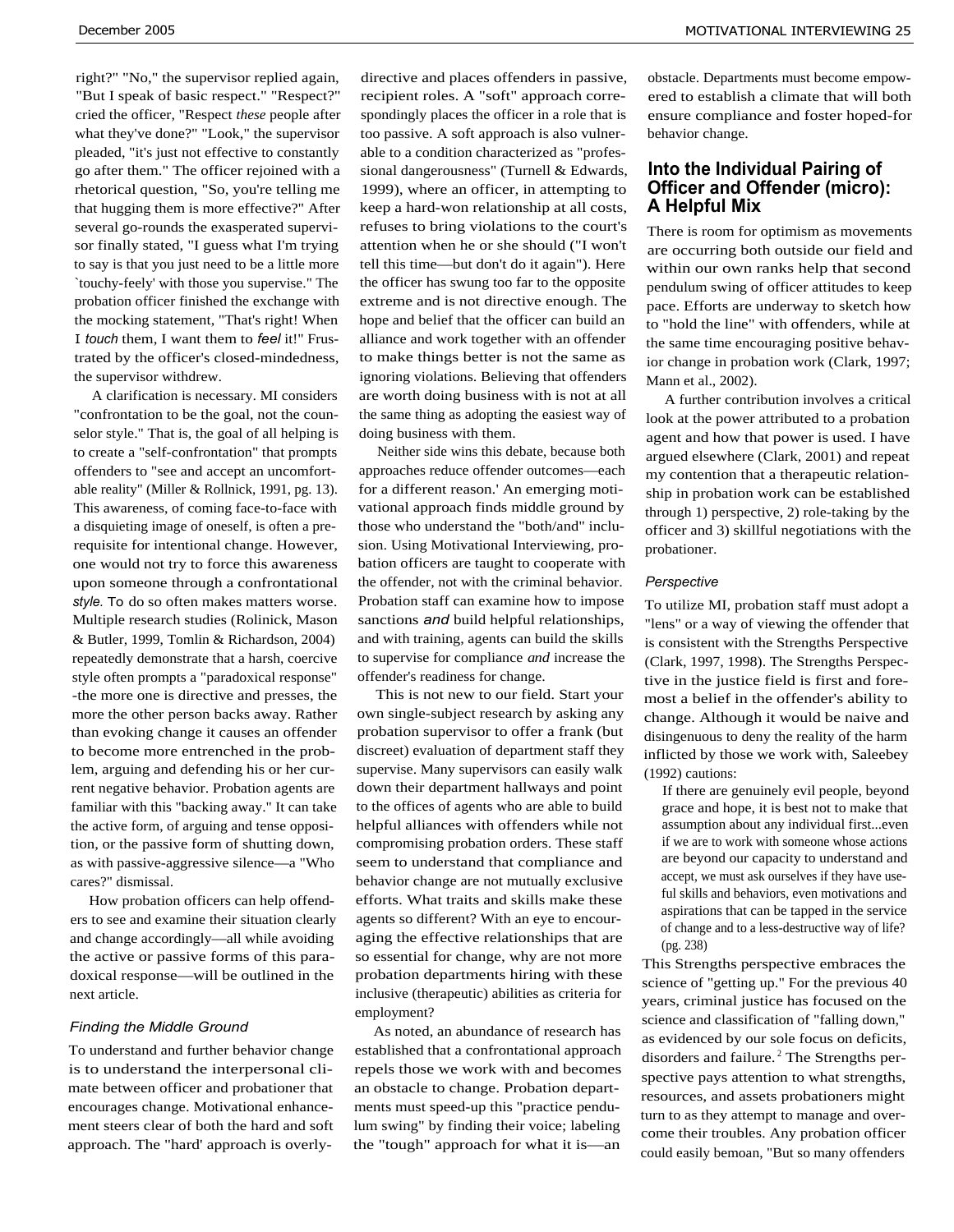right?" "No," the supervisor replied again, "But I speak of basic respect." "Respect?" cried the officer, "Respect *these* people after what they've done?" "Look," the supervisor pleaded, "it's just not effective to constantly go after them." The officer rejoined with a rhetorical question, "So, you're telling me that hugging them is more effective?" After several go-rounds the exasperated supervisor finally stated, "I guess what I'm trying to say is that you just need to be a little more `touchy-feely' with those you supervise." The probation officer finished the exchange with the mocking statement, "That's right! When I *touch* them, I want them to *feel* it!" Frustrated by the officer's closed-mindedness, the supervisor withdrew.

A clarification is necessary. MI considers "confrontation to be the goal, not the counselor style." That is, the goal of all helping is to create a "self-confrontation" that prompts offenders to "see and accept an uncomfortable reality" (Miller & Rollnick, 1991, pg. 13). This awareness, of coming face-to-face with a disquieting image of oneself, is often a prerequisite for intentional change. However, one would not try to force this awareness upon someone through a confrontational *style.* To do so often makes matters worse. Multiple research studies (Rolinick, Mason & Butler, 1999, Tomlin & Richardson, 2004) repeatedly demonstrate that a harsh, coercive style often prompts a "paradoxical response" -the more one is directive and presses, the more the other person backs away. Rather than evoking change it causes an offender to become more entrenched in the problem, arguing and defending his or her current negative behavior. Probation agents are familiar with this "backing away." It can take the active form, of arguing and tense opposition, or the passive form of shutting down, as with passive-aggressive silence—a "Who cares?" dismissal.

How probation officers can help offenders to see and examine their situation clearly and change accordingly—all while avoiding the active or passive forms of this paradoxical response—will be outlined in the next article.

### *Finding the Middle Ground*

To understand and further behavior change is to understand the interpersonal climate between officer and probationer that encourages change. Motivational enhancement steers clear of both the hard and soft approach. The "hard' approach is overly-directive and places offenders in passive, recipient roles. A "soft" approach correspondingly places the officer in a role that is too passive. A soft approach is also vulnerable to a condition characterized as "professional dangerousness" (Turnell & Edwards, 1999), where an officer, in attempting to keep a hard-won relationship at all costs, refuses to bring violations to the court's attention when he or she should ("I won't tell this time—but don't do it again"). Here the officer has swung too far to the opposite extreme and is not directive enough. The hope and belief that the officer can build an alliance and work together with an offender to make things better is not the same as ignoring violations. Believing that offenders are worth doing business with is not at all the same thing as adopting the easiest way of doing business with them.

Neither side wins this debate, because both approaches reduce offender outcomes—each for a different reason.' An emerging motivational approach finds middle ground by those who understand the "both/and" inclusion. Using Motivational Interviewing, probation officers are taught to cooperate with the offender, not with the criminal behavior. Probation staff can examine how to impose sanctions *and* build helpful relationships, and with training, agents can build the skills to supervise for compliance *and* increase the offender's readiness for change.

This is not new to our field. Start your own single-subject research by asking any probation supervisor to offer a frank (but discreet) evaluation of department staff they supervise. Many supervisors can easily walk down their department hallways and point to the offices of agents who are able to build helpful alliances with offenders while not compromising probation orders. These staff seem to understand that compliance and behavior change are not mutually exclusive efforts. What traits and skills make these agents so different? With an eye to encouraging the effective relationships that are so essential for change, why are not more probation departments hiring with these inclusive (therapeutic) abilities as criteria for employment?

As noted, an abundance of research has established that a confrontational approach repels those we work with and becomes an obstacle to change. Probation departments must speed-up this "practice pendulum swing" by finding their voice; labeling the "tough" approach for what it is—an obstacle. Departments must become empowered to establish a climate that will both ensure compliance and foster hoped-for behavior change.

## Into the Individual Pairing of Officer and Offender (micro): A Helpful Mix

There is room for optimism as movements are occurring both outside our field and within our own ranks help that second pendulum swing of officer attitudes to keep pace. Efforts are underway to sketch how to "hold the line" with offenders, while at the same time encouraging positive behavior change in probation work (Clark, 1997; Mann et al., 2002).

A further contribution involves a critical look at the power attributed to a probation agent and how that power is used. I have argued elsewhere (Clark, 2001) and repeat my contention that a therapeutic relationship in probation work can be established through 1) perspective, 2) role-taking by the officer and 3) skillful negotiations with the probationer.

### *Perspective*

To utilize MI, probation staff must adopt a "lens" or a way of viewing the offender that is consistent with the Strengths Perspective (Clark, 1997, 1998). The Strengths Perspective in the justice field is first and foremost a belief in the offender's ability to change. Although it would be naive and disingenuous to deny the reality of the harm inflicted by those we work with, Saleebey (1992) cautions:

> If there are genuinely evil people, beyond grace and hope, it is best not to make that assumption about any individual first...even if we are to work with someone whose actions are beyond our capacity to understand and accept, we must ask ourselves if they have useful skills and behaviors, even motivations and aspirations that can be tapped in the service of change and to a less-destructive way of life? (pg. 238)

This Strengths perspective embraces the science of "getting up." For the previous 40 years, criminal justice has focused on the science and classification of "falling down," as evidenced by our sole focus on deficits, disorders and failure.[2] The Strengths perspective pays attention to what strengths, resources, and assets probationers might turn to as they attempt to manage and overcome their troubles. Any probation officer could easily bemoan, "But so many offenders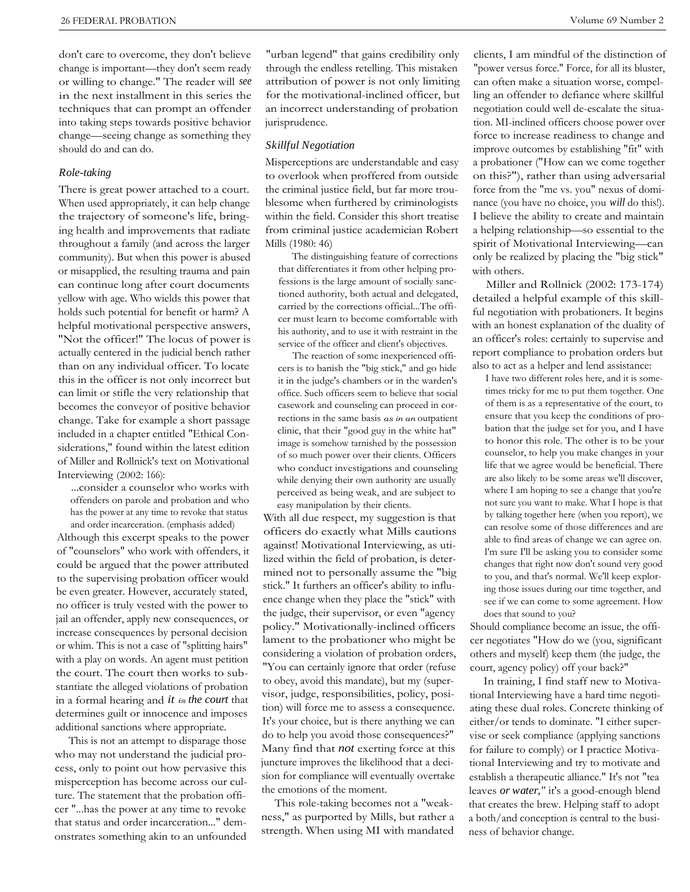don't care to overcome, they don't believe change is important—they don't seem ready or willing to change." The reader will *see* in the next installment in this series the techniques that can prompt an offender into taking steps towards positive behavior change—seeing change as something they should do and can do.

### *Role-taking*

There is great power attached to a court. When used appropriately, it can help change the trajectory of someone's life, bringing health and improvements that radiate throughout a family (and across the larger community). But when this power is abused or misapplied, the resulting trauma and pain can continue long after court documents yellow with age. Who wields this power that holds such potential for benefit or harm? A helpful motivational perspective answers, "Not the officer!" The locus of power is actually centered in the judicial bench rather than on any individual officer. To locate this in the officer is not only incorrect but can limit or stifle the very relationship that becomes the conveyor of positive behavior change. Take for example a short passage included in a chapter entitled "Ethical Considerations," found within the latest edition of Miller and Rollnick's text on Motivational Interviewing (2002: 166):

> ...consider a counselor who works with offenders on parole and probation and who has the power at any time to revoke that status and order incarceration. (emphasis added)

Although this excerpt speaks to the power of "counselors" who work with offenders, it could be argued that the power attributed to the supervising probation officer would be even greater. However, accurately stated, no officer is truly vested with the power to jail an offender, apply new consequences, or increase consequences by personal decision or whim. This is not a case of "splitting hairs" with a play on words. An agent must petition the court. The court then works to substantiate the alleged violations of probation in a formal hearing and *it is the court* that determines guilt or innocence and imposes additional sanctions where appropriate.

This is not an attempt to disparage those who may not understand the judicial process, only to point out how pervasive this misperception has become across our culture. The statement that the probation officer "...has the power at any time to revoke that status and order incarceration..." demonstrates something akin to an unfounded "urban legend" that gains credibility only through the endless retelling. This mistaken attribution of power is not only limiting for the motivational-inclined officer, but an incorrect understanding of probation jurisprudence.

### *Skillful Negotiation*

Misperceptions are understandable and easy to overlook when proffered from outside the criminal justice field, but far more troublesome when furthered by criminologists within the field. Consider this short treatise from criminal justice academician Robert Mills (1980: 46)

> The distinguishing feature of corrections that differentiates it from other helping professions is the large amount of socially sanctioned authority, both actual and delegated, carried by the corrections official...The officer must learn to become comfortable with his authority, and to use it with restraint in the service of the officer and client's objectives.
>
> The reaction of some inexperienced officers is to banish the "big stick," and go hide it in the judge's chambers or in the warden's office. Such officers seem to believe that social casework and counseling can proceed in corrections in the same basis *as in an* outpatient clinic, that their "good guy in the white hat" image is somehow tarnished by the possession of so much power over their clients. Officers who conduct investigations and counseling while denying their own authority are usually perceived as being weak, and are subject to easy manipulation by their clients.

With all due respect, my suggestion is that officers do exactly what Mills cautions against! Motivational Interviewing, as utilized within the field of probation, is determined not to personally assume the "big stick." It furthers an officer's ability to influence change when they place the "stick" with the judge, their supervisor, or even "agency policy." Motivationally-inclined officers lament to the probationer who might be considering a violation of probation orders, "You can certainly ignore that order (refuse to obey, avoid this mandate), but my (supervisor, judge, responsibilities, policy, position) will force me to assess a consequence. It's your choice, but is there anything we can do to help you avoid those consequences?" Many find that *not* exerting force at this juncture improves the likelihood that a decision for compliance will eventually overtake the emotions of the moment.

This role-taking becomes not a "weakness," as purported by Mills, but rather a strength. When using MI with mandated clients, I am mindful of the distinction of "power versus force." Force, for all its bluster, can often make a situation worse, compelling an offender to defiance where skillful negotiation could well de-escalate the situation. MI-inclined officers choose power over force to increase readiness to change and improve outcomes by establishing "fit" with a probationer ("How can we come together on this?"), rather than using adversarial force from the "me vs. you" nexus of dominance (you have no choice, you *will* do this!). I believe the ability to create and maintain a helping relationship—so essential to the spirit of Motivational Interviewing—can only be realized by placing the "big stick" with others.

Miller and Rollnick (2002: 173-174) detailed a helpful example of this skillful negotiation with probationers. It begins with an honest explanation of the duality of an officer's roles: certainly to supervise and report compliance to probation orders but also to act as a helper and lend assistance:

> I have two different roles here, and it is sometimes tricky for me to put them together. One of them is as a representative of the court, to ensure that you keep the conditions of probation that the judge set for you, and I have to honor this role. The other is to be your counselor, to help you make changes in your life that we agree would be beneficial. There are also likely to be some areas we'll discover, where I am hoping to see a change that you're not sure you want to make. What I hope is that by talking together here (when you report), we can resolve some of those differences and are able to find areas of change we can agree on. I'm sure I'll be asking you to consider some changes that right now don't sound very good to you, and that's normal. We'll keep exploring those issues during our time together, and see if we can come to some agreement. How does that sound to you?

Should compliance become an issue, the officer negotiates "How do we (you, significant others and myself) keep them (the judge, the court, agency policy) off your back?"

In training, I find staff new to Motivational Interviewing have a hard time negotiating these dual roles. Concrete thinking of either/or tends to dominate. "I either supervise or seek compliance (applying sanctions for failure to comply) or I practice Motivational Interviewing and try to motivate and establish a therapeutic alliance." It's not "tea leaves *or water,"* it's a good-enough blend that creates the brew. Helping staff to adopt a both/and conception is central to the business of behavior change.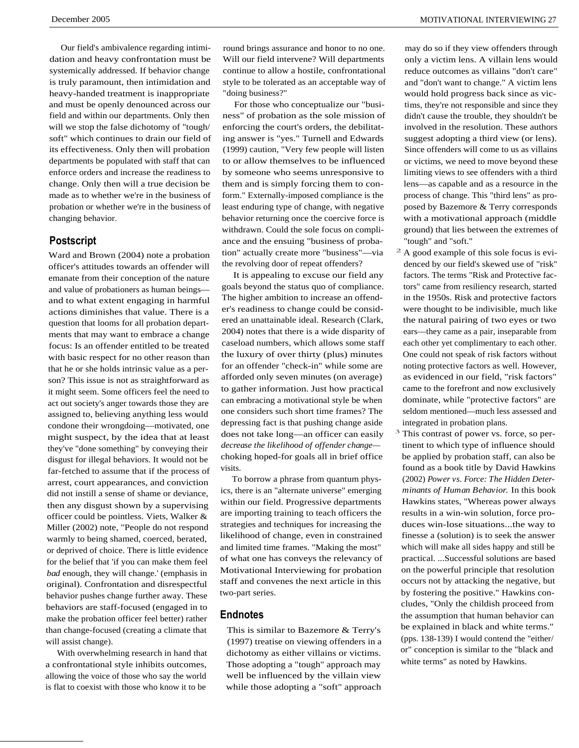Our field's ambivalence regarding intimidation and heavy confrontation must be systemically addressed. If behavior change is truly paramount, then intimidation and heavy-handed treatment is inappropriate and must be openly denounced across our field and within our departments. Only then will we stop the false dichotomy of "tough/soft" which continues to drain our field of its effectiveness. Only then will probation departments be populated with staff that can enforce orders and increase the readiness to change. Only then will a true decision be made as to whether we're in the business of probation or whether we're in the business of changing behavior.

## Postscript

Ward and Brown (2004) note a probation officer's attitudes towards an offender will emanate from their conception of the nature and value of probationers as human beings—and to what extent engaging in harmful actions diminishes that value. There is a question that looms for all probation departments that may want to embrace a change focus: Is an offender entitled to be treated with basic respect for no other reason than that he or she holds intrinsic value as a person? This issue is not as straightforward as it might seem. Some officers feel the need to act out society's anger towards those they are assigned to, believing anything less would condone their wrongdoing—motivated, one might suspect, by the idea that at least they've "done something" by conveying their disgust for illegal behaviors. It would not be far-fetched to assume that if the process of arrest, court appearances, and conviction did not instill a sense of shame or deviance, then any disgust shown by a supervising officer could be pointless. Viets, Walker & Miller (2002) note, "People do not respond warmly to being shamed, coerced, berated, or deprived of choice. There is little evidence for the belief that 'if you can make them feel *bad* enough, they will change.' (emphasis in original). Confrontation and disrespectful behavior pushes change further away. These behaviors are staff-focused (engaged in to make the probation officer feel better) rather than change-focused (creating a climate that will assist change).

With overwhelming research in hand that a confrontational style inhibits outcomes, allowing the voice of those who say the world is flat to coexist with those who know it to be round brings assurance and honor to no one. Will our field intervene? Will departments continue to allow a hostile, confrontational style to be tolerated as an acceptable way of "doing business?"

For those who conceptualize our "business" of probation as the sole mission of enforcing the court's orders, the debilitating answer is "yes." Turnell and Edwards (1999) caution, "Very few people will listen to or allow themselves to be influenced by someone who seems unresponsive to them and is simply forcing them to conform." Externally-imposed compliance is the least enduring type of change, with negative behavior returning once the coercive force is withdrawn. Could the sole focus on compliance and the ensuing "business of probation" actually create more "business"—via the revolving door of repeat offenders?

It is appealing to excuse our field any goals beyond the status quo of compliance. The higher ambition to increase an offender's readiness to change could be considered an unattainable ideal. Research (Clark, 2004) notes that there is a wide disparity of caseload numbers, which allows some staff the luxury of over thirty (plus) minutes for an offender "check-in" while some are afforded only seven minutes (on average) to gather information. Just how practical can embracing a motivational style be when one considers such short time frames? The depressing fact is that pushing change aside does not take long—an officer can easily *decrease the likelihood of offender change*—choking hoped-for goals all in brief office visits.

To borrow a phrase from quantum physics, there is an "alternate universe" emerging within our field. Progressive departments are importing training to teach officers the strategies and techniques for increasing the likelihood of change, even in constrained and limited time frames. "Making the most" of what one has conveys the relevancy of Motivational Interviewing for probation staff and convenes the next article in this two-part series.

## Endnotes

This is similar to Bazemore & Terry's (1997) treatise on viewing offenders in a dichotomy as either villains or victims. Those adopting a "tough" approach may well be influenced by the villain view while those adopting a "soft" approach may do so if they view offenders through only a victim lens. A villain lens would reduce outcomes as villains "don't care" and "don't want to change." A victim lens would hold progress back since as victims, they're not responsible and since they didn't cause the trouble, they shouldn't be involved in the resolution. These authors suggest adopting a third view (or lens). Since offenders will come to us as villains or victims, we need to move beyond these limiting views to see offenders with a third lens—as capable and as a resource in the process of change. This "third lens" as proposed by Bazemore & Terry corresponds with a motivational approach (middle ground) that lies between the extremes of "tough" and "soft."

[2] A good example of this sole focus is evidenced by our field's skewed use of "risk" factors. The terms "Risk and Protective factors" came from resiliency research, started in the 1950s. Risk and protective factors were thought to be indivisible, much like the natural pairing of two eyes or two ears—they came as a pair, inseparable from each other yet complimentary to each other. One could not speak of risk factors without noting protective factors as well. However, as evidenced in our field, "risk factors" came to the forefront and now exclusively dominate, while "protective factors" are seldom mentioned—much less assessed and integrated in probation plans.

[3] This contrast of power vs. force, so pertinent to which type of influence should be applied by probation staff, can also be found as a book title by David Hawkins (2002) *Power vs. Force: The Hidden Determinants of Human Behavior.* In this book Hawkins states, "Whereas power always results in a win-win solution, force produces win-lose situations...the way to finesse a (solution) is to seek the answer which will make all sides happy and still be practical. ...Successful solutions are based on the powerful principle that resolution occurs not by attacking the negative, but by fostering the positive." Hawkins concludes, "Only the childish proceed from the assumption that human behavior can be explained in black and white terms." (pps. 138-139) I would contend the "either/or" conception is similar to the "black and white terms" as noted by Hawkins.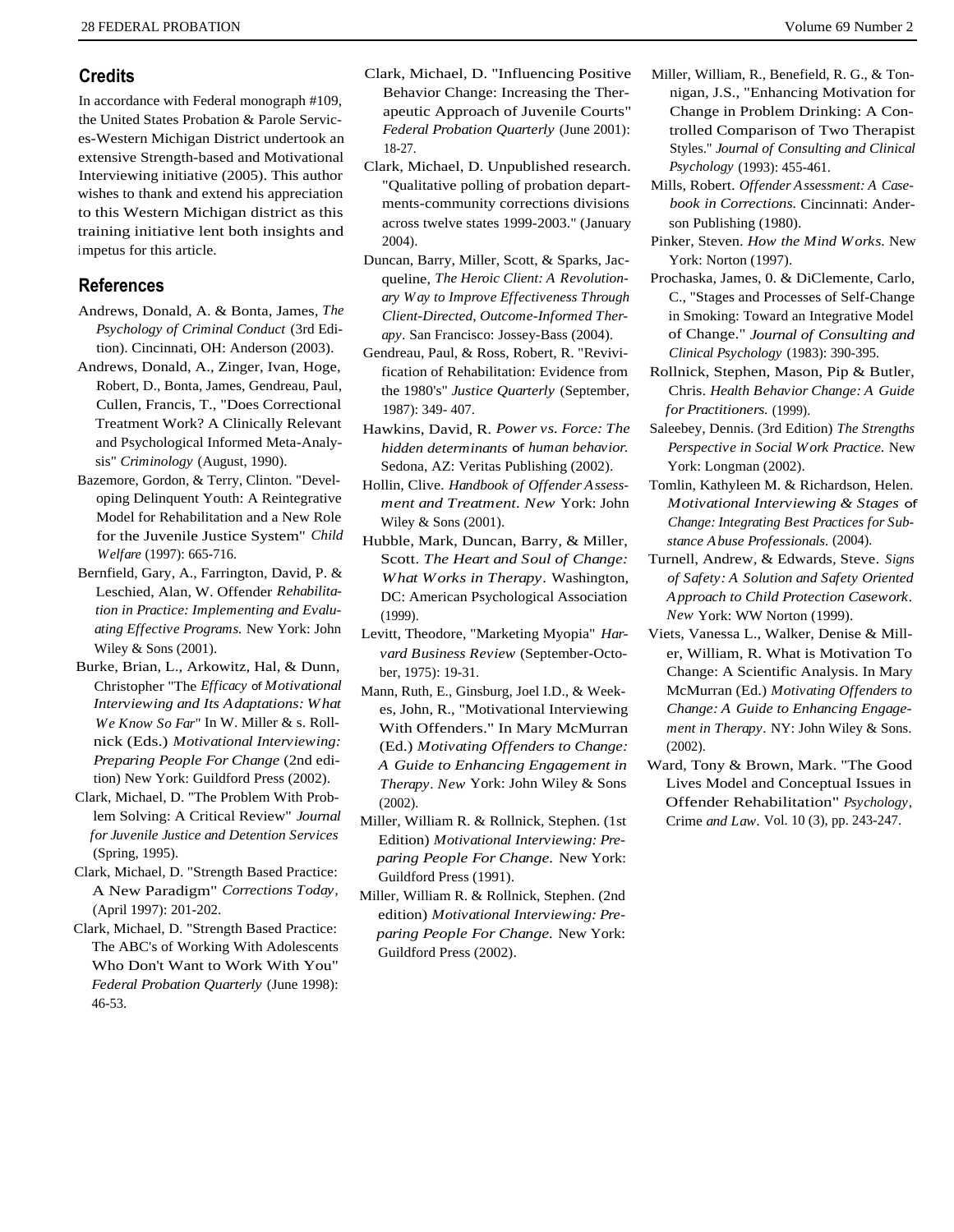## Credits

In accordance with Federal monograph #109, the United States Probation & Parole Services-Western Michigan District undertook an extensive Strength-based and Motivational Interviewing initiative (2005). This author wishes to thank and extend his appreciation to this Western Michigan district as this training initiative lent both insights and impetus for this article.

## References

Andrews, Donald, A. & Bonta, James, *The Psychology of Criminal Conduct* (3rd Edition). Cincinnati, OH: Anderson (2003).

Andrews, Donald, A., Zinger, Ivan, Hoge, Robert, D., Bonta, James, Gendreau, Paul, Cullen, Francis, T., "Does Correctional Treatment Work? A Clinically Relevant and Psychological Informed Meta-Analysis" *Criminology* (August, 1990).

Bazemore, Gordon, & Terry, Clinton. "Developing Delinquent Youth: A Reintegrative Model for Rehabilitation and a New Role for the Juvenile Justice System" *Child Welfare* (1997): 665-716.

Bernfield, Gary, A., Farrington, David, P. & Leschied, Alan, W. Offender *Rehabilitation in Practice: Implementing and Evaluating Effective Programs.* New York: John Wiley & Sons (2001).

Burke, Brian, L., Arkowitz, Hal, & Dunn, Christopher "The *Efficacy of Motivational Interviewing and Its Adaptations: What We Know So Far"* In W. Miller & s. Rollnick (Eds.) *Motivational Interviewing: Preparing People For Change* (2nd edition) New York: Guildford Press (2002).

Clark, Michael, D. "The Problem With Problem Solving: A Critical Review" *Journal for Juvenile Justice and Detention Services* (Spring, 1995).

Clark, Michael, D. "Strength Based Practice: A New Paradigm" *Corrections Today*, (April 1997): 201-202.

Clark, Michael, D. "Strength Based Practice: The ABC's of Working With Adolescents Who Don't Want to Work With You" *Federal Probation Quarterly* (June 1998): 46-53.

Clark, Michael, D. "Influencing Positive Behavior Change: Increasing the Therapeutic Approach of Juvenile Courts" *Federal Probation Quarterly* (June 2001): 18-27.

Clark, Michael, D. Unpublished research. "Qualitative polling of probation departments-community corrections divisions across twelve states 1999-2003." (January 2004).

Duncan, Barry, Miller, Scott, & Sparks, Jacqueline, *The Heroic Client: A Revolutionary Way to Improve Effectiveness Through Client-Directed, Outcome-Informed Therapy*. San Francisco: Jossey-Bass (2004).

Gendreau, Paul, & Ross, Robert, R. "Revivification of Rehabilitation: Evidence from the 1980's" *Justice Quarterly* (September, 1987): 349- 407.

Hawkins, David, R. *Power vs. Force: The hidden determinants of human behavior.* Sedona, AZ: Veritas Publishing (2002).

Hollin, Clive. *Handbook of Offender Assessment and Treatment. New* York: John Wiley & Sons (2001).

Hubble, Mark, Duncan, Barry, & Miller, Scott. *The Heart and Soul of Change: What Works in Therapy*. Washington, DC: American Psychological Association (1999).

Levitt, Theodore, "Marketing Myopia" *Harvard Business Review* (September-October, 1975): 19-31.

Mann, Ruth, E., Ginsburg, Joel I.D., & Weekes, John, R., "Motivational Interviewing With Offenders." In Mary McMurran (Ed.) *Motivating Offenders to Change: A Guide to Enhancing Engagement in Therapy*. *New* York: John Wiley & Sons (2002).

Miller, William R. & Rollnick, Stephen. (1st Edition) *Motivational Interviewing: Preparing People For Change.* New York: Guildford Press (1991).

Miller, William R. & Rollnick, Stephen. (2nd edition) *Motivational Interviewing: Preparing People For Change.* New York: Guildford Press (2002).

Miller, William, R., Benefield, R. G., & Tonnigan, J.S., "Enhancing Motivation for Change in Problem Drinking: A Controlled Comparison of Two Therapist Styles." *Journal of Consulting and Clinical Psychology* (1993): 455-461.

Mills, Robert. *Offender Assessment: A Casebook in Corrections.* Cincinnati: Anderson Publishing (1980).

Pinker, Steven. *How the Mind Works.* New York: Norton (1997).

Prochaska, James, 0. & DiClemente, Carlo, C., "Stages and Processes of Self-Change in Smoking: Toward an Integrative Model of Change." *Journal of Consulting and Clinical Psychology* (1983): 390-395.

Rollnick, Stephen, Mason, Pip & Butler, Chris. *Health Behavior Change: A Guide for Practitioners.* (1999).

Saleebey, Dennis. (3rd Edition) *The Strengths Perspective in Social Work Practice.* New York: Longman (2002).

Tomlin, Kathyleen M. & Richardson, Helen. *Motivational Interviewing & Stages of Change: Integrating Best Practices for Substance Abuse Professionals.* (2004).

Turnell, Andrew, & Edwards, Steve. *Signs of Safety: A Solution and Safety Oriented Approach to Child Protection Casework*. *New* York: WW Norton (1999).

Viets, Vanessa L., Walker, Denise & Miller, William, R. What is Motivation To Change: A Scientific Analysis. In Mary McMurran (Ed.) *Motivating Offenders to Change: A Guide to Enhancing Engagement in Therapy*. NY: John Wiley & Sons. (2002).

Ward, Tony & Brown, Mark. "The Good Lives Model and Conceptual Issues in Offender Rehabilitation" *Psychology*, Crime *and Law*. Vol. 10 (3), pp. 243-247.